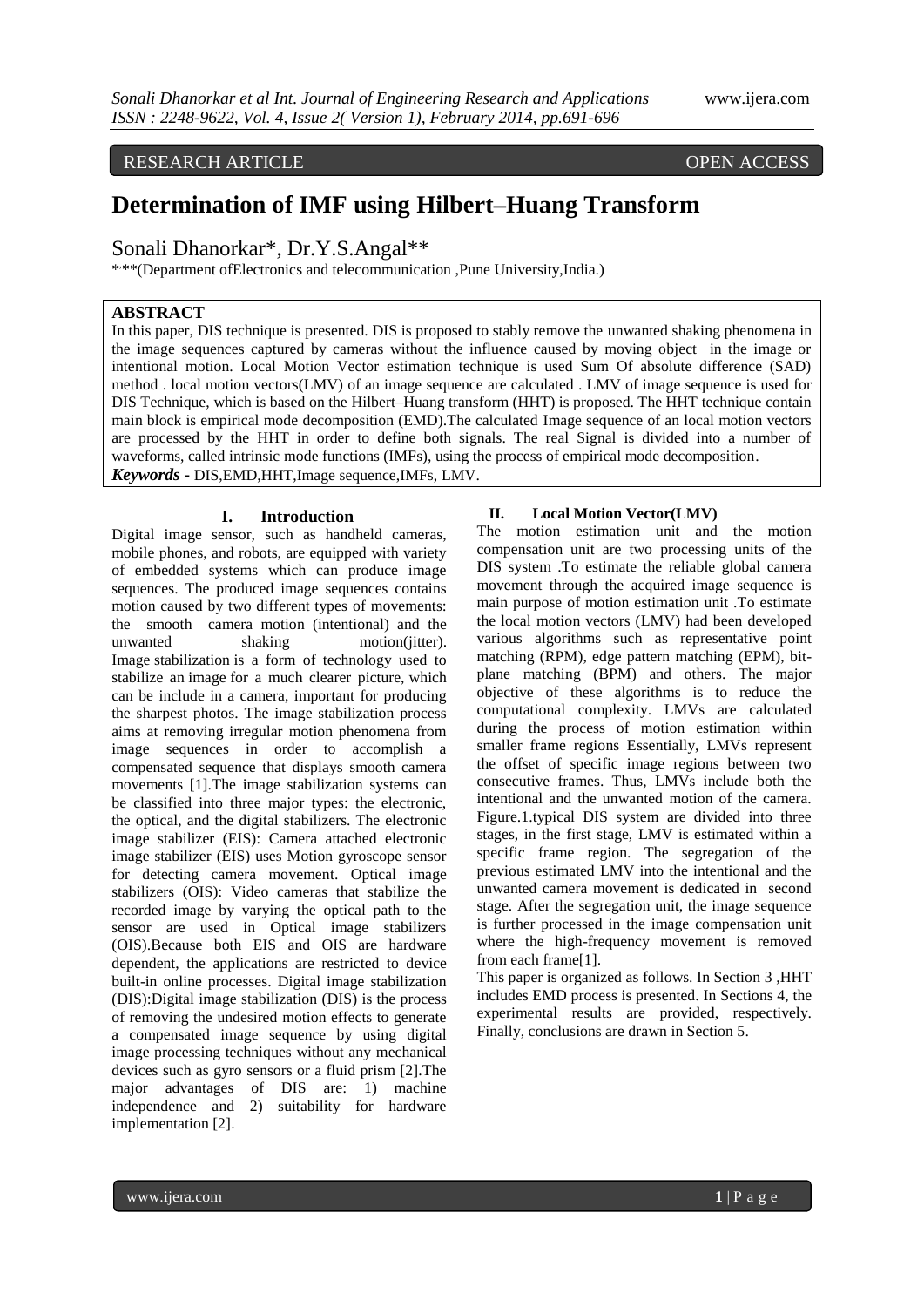RESEARCH ARTICLE OPEN ACCESS

# Determination of IMF using Hilbert–Huang Transform

Sonali Dhanorkar*, Dr.Y.S.Angal**

*,**(Department ofElectronics and telecommunication ,Pune University,India.)

## ABSTRACT

In this paper, DIS technique is presented. DIS is proposed to stably remove the unwanted shaking phenomena in the image sequences captured by cameras without the influence caused by moving object in the image or intentional motion. Local Motion Vector estimation technique is used Sum Of absolute difference (SAD) method . local motion vectors(LMV) of an image sequence are calculated . LMV of image sequence is used for DIS Technique, which is based on the Hilbert–Huang transform (HHT) is proposed. The HHT technique contain main block is empirical mode decomposition (EMD).The calculated Image sequence of an local motion vectors are processed by the HHT in order to define both signals. The real Signal is divided into a number of waveforms, called intrinsic mode functions (IMFs), using the process of empirical mode decomposition.

***Keywords -*** DIS,EMD,HHT,Image sequence,IMFs, LMV.

## I. Introduction

Digital image sensor, such as handheld cameras, mobile phones, and robots, are equipped with variety of embedded systems which can produce image sequences. The produced image sequences contains motion caused by two different types of movements: the smooth camera motion (intentional) and the unwanted shaking motion(jitter). Image stabilization is a form of technology used to stabilize an image for a much clearer picture, which can be include in a camera, important for producing the sharpest photos. The image stabilization process aims at removing irregular motion phenomena from image sequences in order to accomplish a compensated sequence that displays smooth camera movements [1].The image stabilization systems can be classified into three major types: the electronic, the optical, and the digital stabilizers. The electronic image stabilizer (EIS): Camera attached electronic image stabilizer (EIS) uses Motion gyroscope sensor for detecting camera movement. Optical image stabilizers (OIS): Video cameras that stabilize the recorded image by varying the optical path to the sensor are used in Optical image stabilizers (OIS).Because both EIS and OIS are hardware dependent, the applications are restricted to device built-in online processes. Digital image stabilization (DIS):Digital image stabilization (DIS) is the process of removing the undesired motion effects to generate a compensated image sequence by using digital image processing techniques without any mechanical devices such as gyro sensors or a fluid prism [2].The major advantages of DIS are: 1) machine independence and 2) suitability for hardware implementation [2].

## II. Local Motion Vector(LMV)

The motion estimation unit and the motion compensation unit are two processing units of the DIS system .To estimate the reliable global camera movement through the acquired image sequence is main purpose of motion estimation unit .To estimate the local motion vectors (LMV) had been developed various algorithms such as representative point matching (RPM), edge pattern matching (EPM), bit-plane matching (BPM) and others. The major objective of these algorithms is to reduce the computational complexity. LMVs are calculated during the process of motion estimation within smaller frame regions Essentially, LMVs represent the offset of specific image regions between two consecutive frames. Thus, LMVs include both the intentional and the unwanted motion of the camera. Figure.1.typical DIS system are divided into three stages, in the first stage, LMV is estimated within a specific frame region. The segregation of the previous estimated LMV into the intentional and the unwanted camera movement is dedicated in second stage. After the segregation unit, the image sequence is further processed in the image compensation unit where the high-frequency movement is removed from each frame[1].

This paper is organized as follows. In Section 3 ,HHT includes EMD process is presented. In Sections 4, the experimental results are provided, respectively. Finally, conclusions are drawn in Section 5.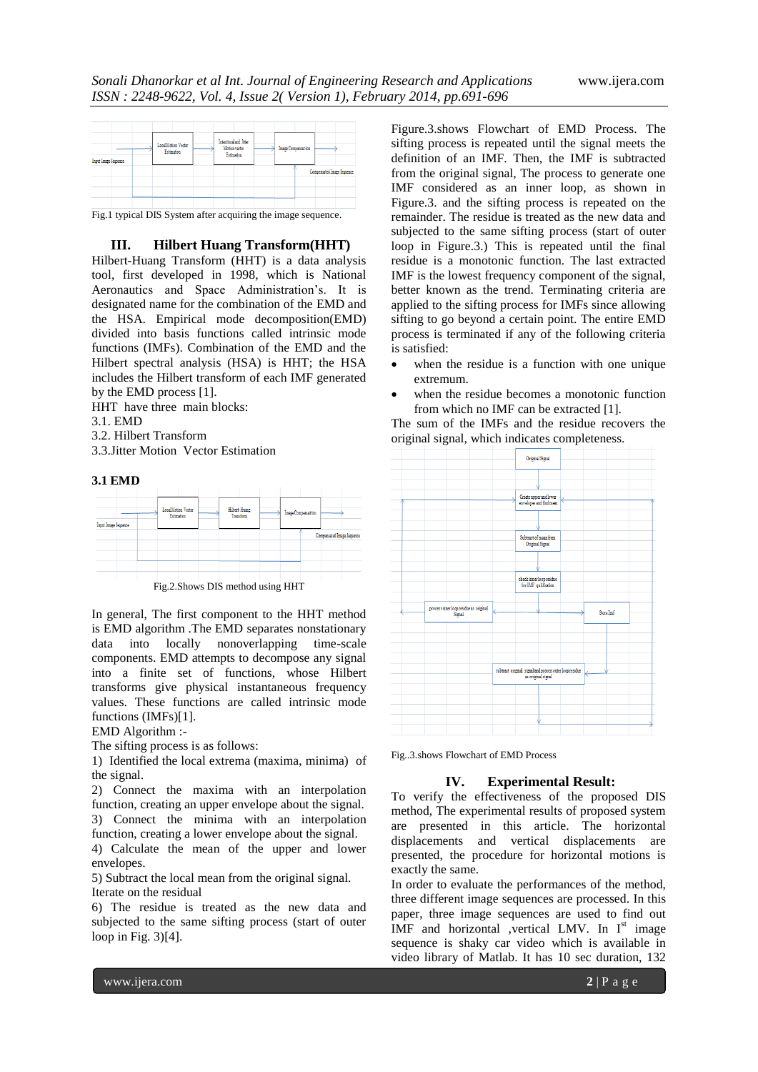Fig.1 typical DIS System after acquiring the image sequence.

## III. Hilbert Huang Transform(HHT)

Hilbert-Huang Transform (HHT) is a data analysis tool, first developed in 1998, which is National Aeronautics and Space Administration's. It is designated name for the combination of the EMD and the HSA. Empirical mode decomposition(EMD) divided into basis functions called intrinsic mode functions (IMFs). Combination of the EMD and the Hilbert spectral analysis (HSA) is HHT; the HSA includes the Hilbert transform of each IMF generated by the EMD process [1].

HHT have three main blocks:

3.1. EMD

3.2. Hilbert Transform

3.3.Jitter Motion Vector Estimation

### 3.1 EMD

Fig.2.Shows DIS method using HHT

In general, The first component to the HHT method is EMD algorithm .The EMD separates nonstationary data into locally nonoverlapping time-scale components. EMD attempts to decompose any signal into a finite set of functions, whose Hilbert transforms give physical instantaneous frequency values. These functions are called intrinsic mode functions (IMFs)[1].

EMD Algorithm :-

The sifting process is as follows:

1) Identified the local extrema (maxima, minima) of the signal.

2) Connect the maxima with an interpolation function, creating an upper envelope about the signal.

3) Connect the minima with an interpolation function, creating a lower envelope about the signal.

4) Calculate the mean of the upper and lower envelopes.

5) Subtract the local mean from the original signal. Iterate on the residual

6) The residue is treated as the new data and subjected to the same sifting process (start of outer loop in Fig. 3)[4].

Figure.3.shows Flowchart of EMD Process. The sifting process is repeated until the signal meets the definition of an IMF. Then, the IMF is subtracted from the original signal, The process to generate one IMF considered as an inner loop, as shown in Figure.3. and the sifting process is repeated on the remainder. The residue is treated as the new data and subjected to the same sifting process (start of outer loop in Figure.3.) This is repeated until the final residue is a monotonic function. The last extracted IMF is the lowest frequency component of the signal, better known as the trend. Terminating criteria are applied to the sifting process for IMFs since allowing sifting to go beyond a certain point. The entire EMD process is terminated if any of the following criteria is satisfied:

- when the residue is a function with one unique extremum.
- when the residue becomes a monotonic function from which no IMF can be extracted [1].

The sum of the IMFs and the residue recovers the original signal, which indicates completeness.

Fig..3.shows Flowchart of EMD Process

## IV. Experimental Result:

To verify the effectiveness of the proposed DIS method, The experimental results of proposed system are presented in this article. The horizontal displacements and vertical displacements are presented, the procedure for horizontal motions is exactly the same.

In order to evaluate the performances of the method, three different image sequences are processed. In this paper, three image sequences are used to find out IMF and horizontal ,vertical LMV. In I$^{st}$ image sequence is shaky car video which is available in video library of Matlab. It has 10 sec duration, 132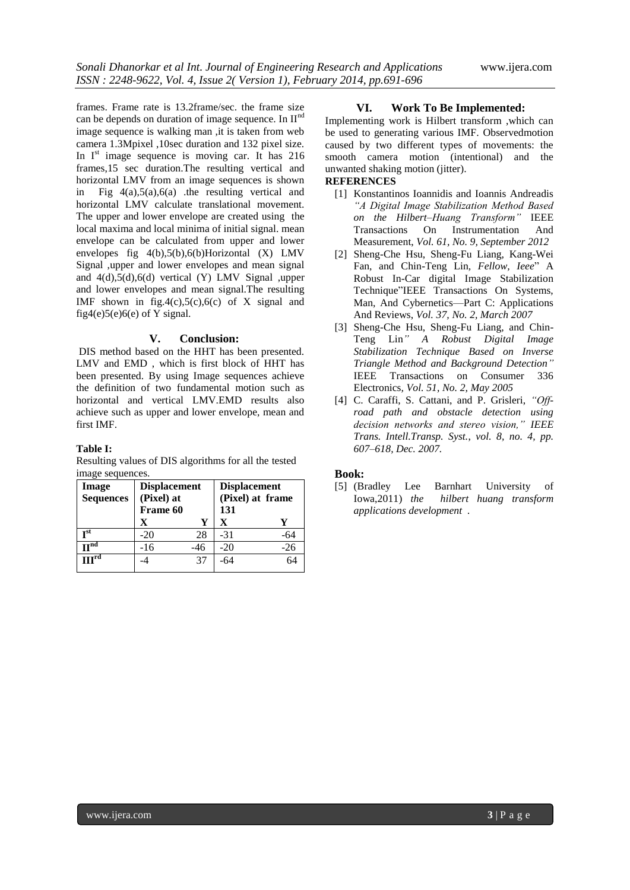frames. Frame rate is 13.2frame/sec. the frame size can be depends on duration of image sequence. In II[nd] image sequence is walking man ,it is taken from web camera 1.3Mpixel ,10sec duration and 132 pixel size. In I[st] image sequence is moving car. It has 216 frames,15 sec duration.The resulting vertical and horizontal LMV from an image sequences is shown in Fig 4(a),5(a),6(a) .the resulting vertical and horizontal LMV calculate translational movement. The upper and lower envelope are created using the local maxima and local minima of initial signal. mean envelope can be calculated from upper and lower envelopes fig 4(b),5(b),6(b)Horizontal (X) LMV Signal ,upper and lower envelopes and mean signal and 4(d),5(d),6(d) vertical (Y) LMV Signal ,upper and lower envelopes and mean signal.The resulting IMF shown in fig.4(c),5(c),6(c) of X signal and fig4(e)5(e)6(e) of Y signal.

## V. Conclusion:

DIS method based on the HHT has been presented. LMV and EMD , which is first block of HHT has been presented. By using Image sequences achieve the definition of two fundamental motion such as horizontal and vertical LMV.EMD results also achieve such as upper and lower envelope, mean and first IMF.

**Table I:**

Resulting values of DIS algorithms for all the tested image sequences.

| Image Sequences | Displacement (Pixel) at Frame 60 | | Displacement (Pixel) at frame 131 | |
|---|---|---|---|---|
| | X | Y | X | Y |
| I[st] | -20 | 28 | -31 | -64 |
| II[nd] | -16 | -46 | -20 | -26 |
| III[rd] | -4 | 37 | -64 | 64 |

## VI. Work To Be Implemented:

Implementing work is Hilbert transform ,which can be used to generating various IMF. Observedmotion caused by two different types of movements: the smooth camera motion (intentional) and the unwanted shaking motion (jitter).

**REFERENCES**

[1] Konstantinos Ioannidis and Ioannis Andreadis *"A Digital Image Stabilization Method Based on the Hilbert–Huang Transform"* IEEE Transactions On Instrumentation And Measurement, *Vol. 61, No. 9, September 2012*

[2] Sheng-Che Hsu, Sheng-Fu Liang, Kang-Wei Fan, and Chin-Teng Lin, *Fellow, Ieee*" A Robust In-Car digital Image Stabilization Technique"IEEE Transactions On Systems, Man, And Cybernetics—Part C: Applications And Reviews, *Vol. 37, No. 2, March 2007*

[3] Sheng-Che Hsu, Sheng-Fu Liang, and Chin-Teng Lin*" A Robust Digital Image Stabilization Technique Based on Inverse Triangle Method and Background Detection"* IEEE Transactions on Consumer 336 Electronics, *Vol. 51, No. 2, May 2005*

[4] C. Caraffi, S. Cattani, and P. Grisleri, *"Off-road path and obstacle detection using decision networks and stereo vision," IEEE Trans. Intell.Transp. Syst., vol. 8, no. 4, pp. 607–618, Dec. 2007.*

### Book:

[5] (Bradley Lee Barnhart University of Iowa,2011) *the hilbert huang transform applications development* .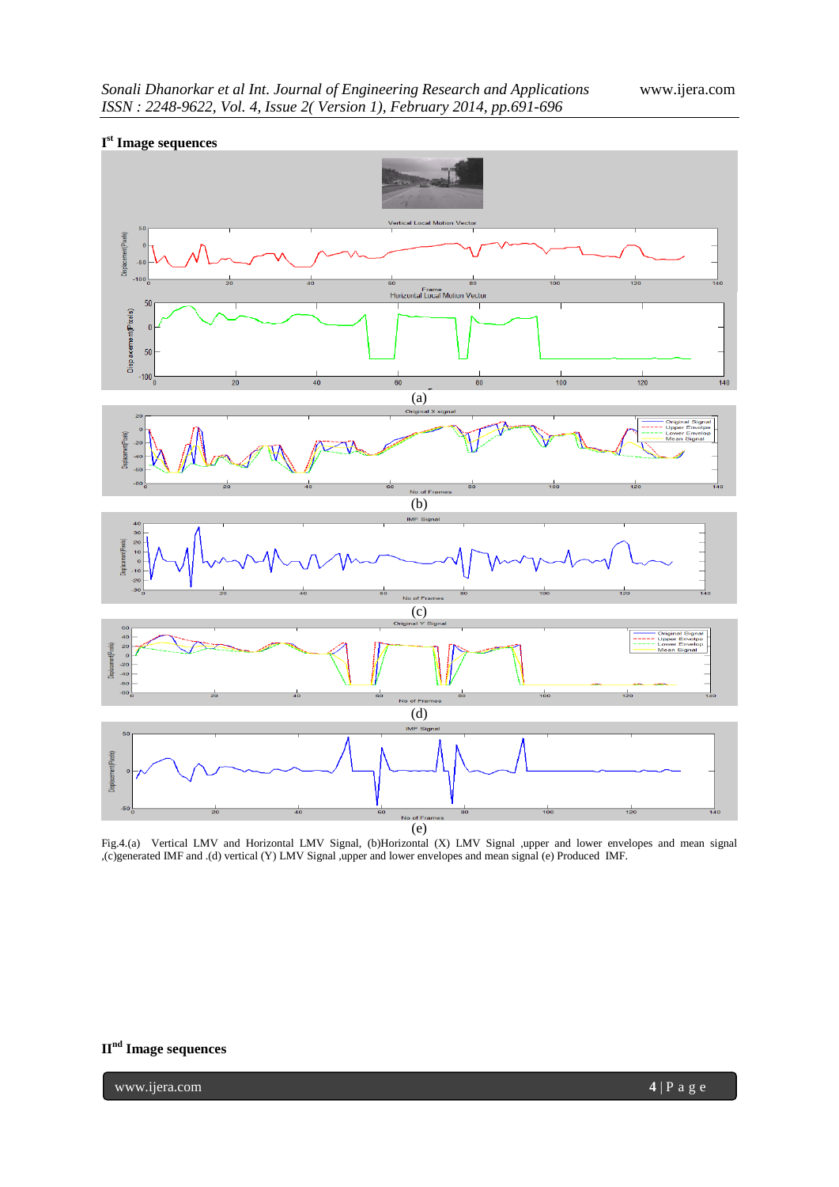**I[st] Image sequences**

(a)

(b)

(c)

(d)

(e)

Fig.4.(a) Vertical LMV and Horizontal LMV Signal, (b)Horizontal (X) LMV Signal ,upper and lower envelopes and mean signal ,(c)generated IMF and .(d) vertical (Y) LMV Signal ,upper and lower envelopes and mean signal (e) Produced IMF.

**II[nd] Image sequences**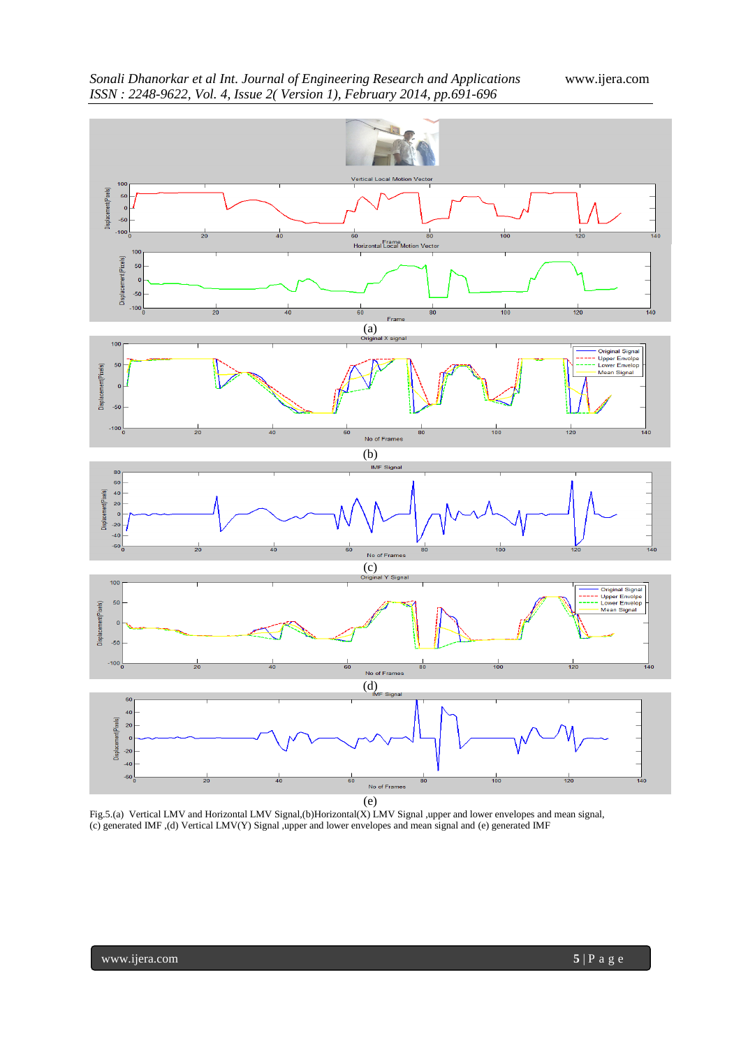(a)

(b)

(c)

(d)

(e)

Fig.5.(a) Vertical LMV and Horizontal LMV Signal,(b)Horizontal(X) LMV Signal ,upper and lower envelopes and mean signal, (c) generated IMF ,(d) Vertical LMV(Y) Signal ,upper and lower envelopes and mean signal and (e) generated IMF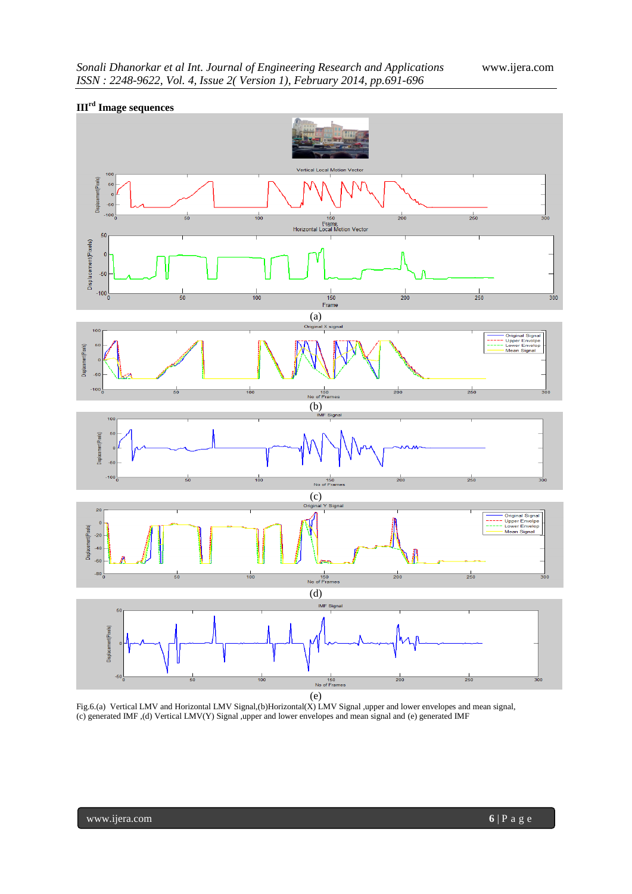### III[rd] Image sequences

Vertical Local Motion Vector

Displacement(Pixels)

100
50
0
-50
-100

0 50 100 150 200 250 300

Frame

Horizontal Local Motion Vector

Displacement(Pixels)

50
0
-50
-100

0 50 100 150 200 250 300

Frame

(a)

Original X signal

Original Signal
Upper Envelope
Lower Envelop
Mean Signal

Displacement(Pixels)

100
50
0
-50
-100

0 50 100 150 200 250 300

No of Frames

(b)

IMF Signal

Displacement(Pixels)

100
50
0
-50
-100

0 50 100 150 200 250 300

No of Frames

(c)

Original Y Signal

Original Signal
Upper Envelope
Lower Envelop
Mean Signal

Displacement(Pixels)

20
0
-20
-40
-60
-80

0 50 100 150 200 250 300

No of Frames

(d)

IMF Signal

Displacement(Pixels)

50
0
-50

0 50 100 150 200 250 300

No of Frames

(e)

Fig.6.(a) Vertical LMV and Horizontal LMV Signal,(b)Horizontal(X) LMV Signal ,upper and lower envelopes and mean signal, (c) generated IMF ,(d) Vertical LMV(Y) Signal ,upper and lower envelopes and mean signal and (e) generated IMF